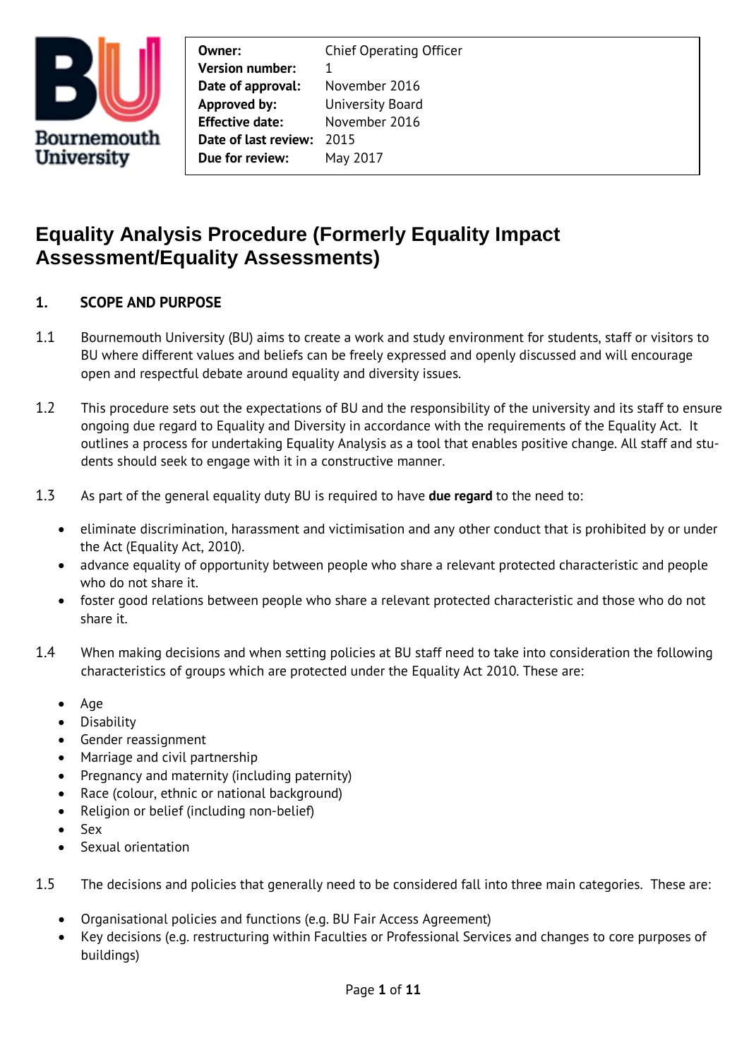| | |
|---|---|
| **Owner:** | Chief Operating Officer |
| **Version number:** | 1 |
| **Date of approval:** | November 2016 |
| **Approved by:** | University Board |
| **Effective date:** | November 2016 |
| **Date of last review:** | 2015 |
| **Due for review:** | May 2017 |

# Equality Analysis Procedure (Formerly Equality Impact Assessment/Equality Assessments)

## 1. SCOPE AND PURPOSE

1.1 Bournemouth University (BU) aims to create a work and study environment for students, staff or visitors to BU where different values and beliefs can be freely expressed and openly discussed and will encourage open and respectful debate around equality and diversity issues.

1.2 This procedure sets out the expectations of BU and the responsibility of the university and its staff to ensure ongoing due regard to Equality and Diversity in accordance with the requirements of the Equality Act. It outlines a process for undertaking Equality Analysis as a tool that enables positive change. All staff and students should seek to engage with it in a constructive manner.

1.3 As part of the general equality duty BU is required to have **due regard** to the need to:

- eliminate discrimination, harassment and victimisation and any other conduct that is prohibited by or under the Act (Equality Act, 2010).
- advance equality of opportunity between people who share a relevant protected characteristic and people who do not share it.
- foster good relations between people who share a relevant protected characteristic and those who do not share it.

1.4 When making decisions and when setting policies at BU staff need to take into consideration the following characteristics of groups which are protected under the Equality Act 2010. These are:

- Age
- Disability
- Gender reassignment
- Marriage and civil partnership
- Pregnancy and maternity (including paternity)
- Race (colour, ethnic or national background)
- Religion or belief (including non-belief)
- Sex
- Sexual orientation

1.5 The decisions and policies that generally need to be considered fall into three main categories. These are:

- Organisational policies and functions (e.g. BU Fair Access Agreement)
- Key decisions (e.g. restructuring within Faculties or Professional Services and changes to core purposes of buildings)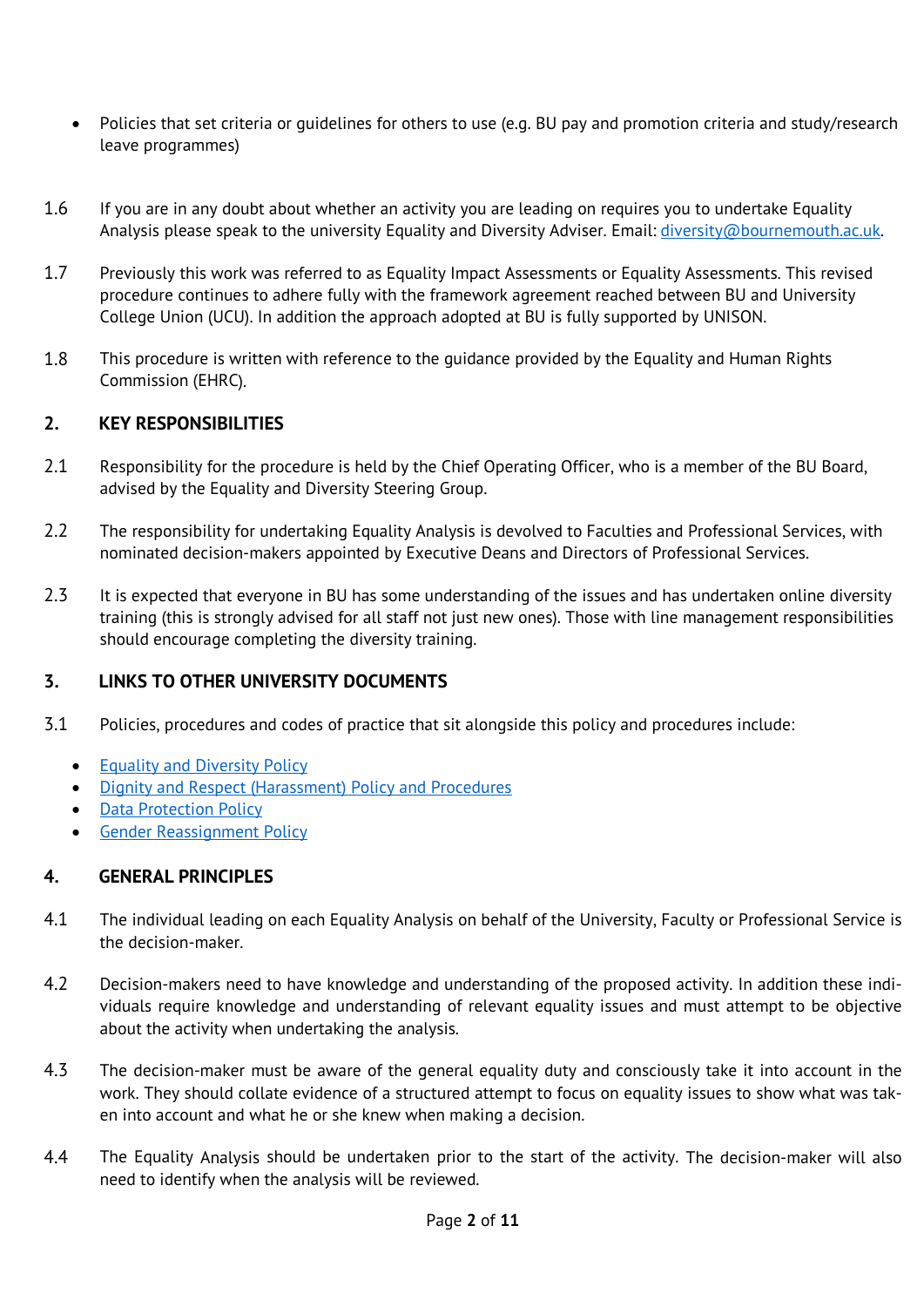- Policies that set criteria or guidelines for others to use (e.g. BU pay and promotion criteria and study/research leave programmes)

1.6 If you are in any doubt about whether an activity you are leading on requires you to undertake Equality Analysis please speak to the university Equality and Diversity Adviser. Email: diversity@bournemouth.ac.uk.

1.7 Previously this work was referred to as Equality Impact Assessments or Equality Assessments. This revised procedure continues to adhere fully with the framework agreement reached between BU and University College Union (UCU). In addition the approach adopted at BU is fully supported by UNISON.

1.8 This procedure is written with reference to the guidance provided by the Equality and Human Rights Commission (EHRC).

## 2. KEY RESPONSIBILITIES

2.1 Responsibility for the procedure is held by the Chief Operating Officer, who is a member of the BU Board, advised by the Equality and Diversity Steering Group.

2.2 The responsibility for undertaking Equality Analysis is devolved to Faculties and Professional Services, with nominated decision-makers appointed by Executive Deans and Directors of Professional Services.

2.3 It is expected that everyone in BU has some understanding of the issues and has undertaken online diversity training (this is strongly advised for all staff not just new ones). Those with line management responsibilities should encourage completing the diversity training.

## 3. LINKS TO OTHER UNIVERSITY DOCUMENTS

3.1 Policies, procedures and codes of practice that sit alongside this policy and procedures include:

- Equality and Diversity Policy
- Dignity and Respect (Harassment) Policy and Procedures
- Data Protection Policy
- Gender Reassignment Policy

## 4. GENERAL PRINCIPLES

4.1 The individual leading on each Equality Analysis on behalf of the University, Faculty or Professional Service is the decision-maker.

4.2 Decision-makers need to have knowledge and understanding of the proposed activity. In addition these individuals require knowledge and understanding of relevant equality issues and must attempt to be objective about the activity when undertaking the analysis.

4.3 The decision-maker must be aware of the general equality duty and consciously take it into account in the work. They should collate evidence of a structured attempt to focus on equality issues to show what was taken into account and what he or she knew when making a decision.

4.4 The Equality Analysis should be undertaken prior to the start of the activity. The decision-maker will also need to identify when the analysis will be reviewed.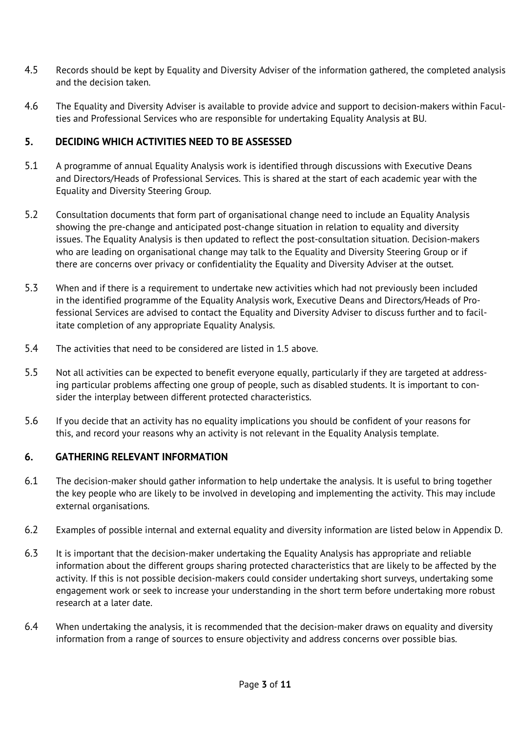4.5 Records should be kept by Equality and Diversity Adviser of the information gathered, the completed analysis and the decision taken.

4.6 The Equality and Diversity Adviser is available to provide advice and support to decision-makers within Faculties and Professional Services who are responsible for undertaking Equality Analysis at BU.

## 5. DECIDING WHICH ACTIVITIES NEED TO BE ASSESSED

5.1 A programme of annual Equality Analysis work is identified through discussions with Executive Deans and Directors/Heads of Professional Services. This is shared at the start of each academic year with the Equality and Diversity Steering Group.

5.2 Consultation documents that form part of organisational change need to include an Equality Analysis showing the pre-change and anticipated post-change situation in relation to equality and diversity issues. The Equality Analysis is then updated to reflect the post-consultation situation. Decision-makers who are leading on organisational change may talk to the Equality and Diversity Steering Group or if there are concerns over privacy or confidentiality the Equality and Diversity Adviser at the outset.

5.3 When and if there is a requirement to undertake new activities which had not previously been included in the identified programme of the Equality Analysis work, Executive Deans and Directors/Heads of Professional Services are advised to contact the Equality and Diversity Adviser to discuss further and to facilitate completion of any appropriate Equality Analysis.

5.4 The activities that need to be considered are listed in 1.5 above.

5.5 Not all activities can be expected to benefit everyone equally, particularly if they are targeted at addressing particular problems affecting one group of people, such as disabled students. It is important to consider the interplay between different protected characteristics.

5.6 If you decide that an activity has no equality implications you should be confident of your reasons for this, and record your reasons why an activity is not relevant in the Equality Analysis template.

## 6. GATHERING RELEVANT INFORMATION

6.1 The decision-maker should gather information to help undertake the analysis. It is useful to bring together the key people who are likely to be involved in developing and implementing the activity. This may include external organisations.

6.2 Examples of possible internal and external equality and diversity information are listed below in Appendix D.

6.3 It is important that the decision-maker undertaking the Equality Analysis has appropriate and reliable information about the different groups sharing protected characteristics that are likely to be affected by the activity. If this is not possible decision-makers could consider undertaking short surveys, undertaking some engagement work or seek to increase your understanding in the short term before undertaking more robust research at a later date.

6.4 When undertaking the analysis, it is recommended that the decision-maker draws on equality and diversity information from a range of sources to ensure objectivity and address concerns over possible bias.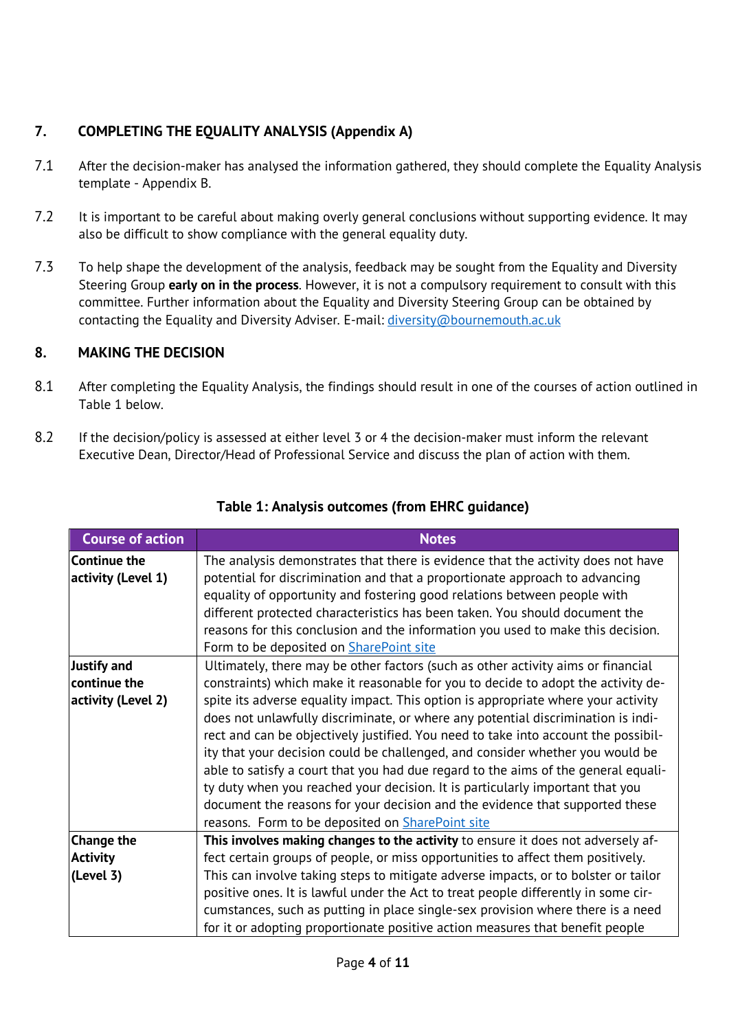## 7. COMPLETING THE EQUALITY ANALYSIS (Appendix A)

7.1 After the decision-maker has analysed the information gathered, they should complete the Equality Analysis template - Appendix B.

7.2 It is important to be careful about making overly general conclusions without supporting evidence. It may also be difficult to show compliance with the general equality duty.

7.3 To help shape the development of the analysis, feedback may be sought from the Equality and Diversity Steering Group **early on in the process**. However, it is not a compulsory requirement to consult with this committee. Further information about the Equality and Diversity Steering Group can be obtained by contacting the Equality and Diversity Adviser. E-mail: diversity@bournemouth.ac.uk

## 8. MAKING THE DECISION

8.1 After completing the Equality Analysis, the findings should result in one of the courses of action outlined in Table 1 below.

8.2 If the decision/policy is assessed at either level 3 or 4 the decision-maker must inform the relevant Executive Dean, Director/Head of Professional Service and discuss the plan of action with them.

**Table 1: Analysis outcomes (from EHRC guidance)**

| Course of action | Notes |
|---|---|
| **Continue the activity (Level 1)** | The analysis demonstrates that there is evidence that the activity does not have potential for discrimination and that a proportionate approach to advancing equality of opportunity and fostering good relations between people with different protected characteristics has been taken. You should document the reasons for this conclusion and the information you used to make this decision. Form to be deposited on SharePoint site |
| **Justify and continue the activity (Level 2)** | Ultimately, there may be other factors (such as other activity aims or financial constraints) which make it reasonable for you to decide to adopt the activity despite its adverse equality impact. This option is appropriate where your activity does not unlawfully discriminate, or where any potential discrimination is indirect and can be objectively justified. You need to take into account the possibility that your decision could be challenged, and consider whether you would be able to satisfy a court that you had due regard to the aims of the general equality duty when you reached your decision. It is particularly important that you document the reasons for your decision and the evidence that supported these reasons. Form to be deposited on SharePoint site |
| **Change the Activity (Level 3)** | **This involves making changes to the activity** to ensure it does not adversely affect certain groups of people, or miss opportunities to affect them positively. This can involve taking steps to mitigate adverse impacts, or to bolster or tailor positive ones. It is lawful under the Act to treat people differently in some circumstances, such as putting in place single-sex provision where there is a need for it or adopting proportionate positive action measures that benefit people |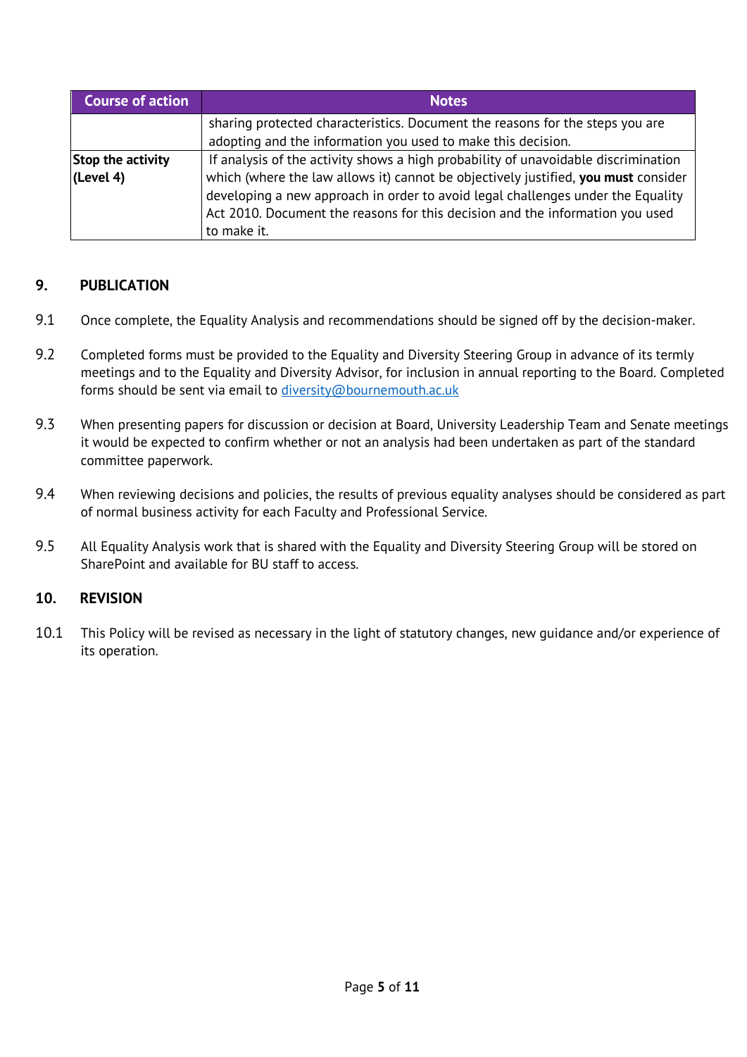| Course of action | Notes |
| --- | --- |
| | sharing protected characteristics. Document the reasons for the steps you are adopting and the information you used to make this decision. |
| **Stop the activity (Level 4)** | If analysis of the activity shows a high probability of unavoidable discrimination which (where the law allows it) cannot be objectively justified, **you must** consider developing a new approach in order to avoid legal challenges under the Equality Act 2010. Document the reasons for this decision and the information you used to make it. |

## 9. PUBLICATION

9.1 Once complete, the Equality Analysis and recommendations should be signed off by the decision-maker.

9.2 Completed forms must be provided to the Equality and Diversity Steering Group in advance of its termly meetings and to the Equality and Diversity Advisor, for inclusion in annual reporting to the Board. Completed forms should be sent via email to [diversity@bournemouth.ac.uk](mailto:diversity@bournemouth.ac.uk)

9.3 When presenting papers for discussion or decision at Board, University Leadership Team and Senate meetings it would be expected to confirm whether or not an analysis had been undertaken as part of the standard committee paperwork.

9.4 When reviewing decisions and policies, the results of previous equality analyses should be considered as part of normal business activity for each Faculty and Professional Service.

9.5 All Equality Analysis work that is shared with the Equality and Diversity Steering Group will be stored on SharePoint and available for BU staff to access.

## 10. REVISION

10.1 This Policy will be revised as necessary in the light of statutory changes, new guidance and/or experience of its operation.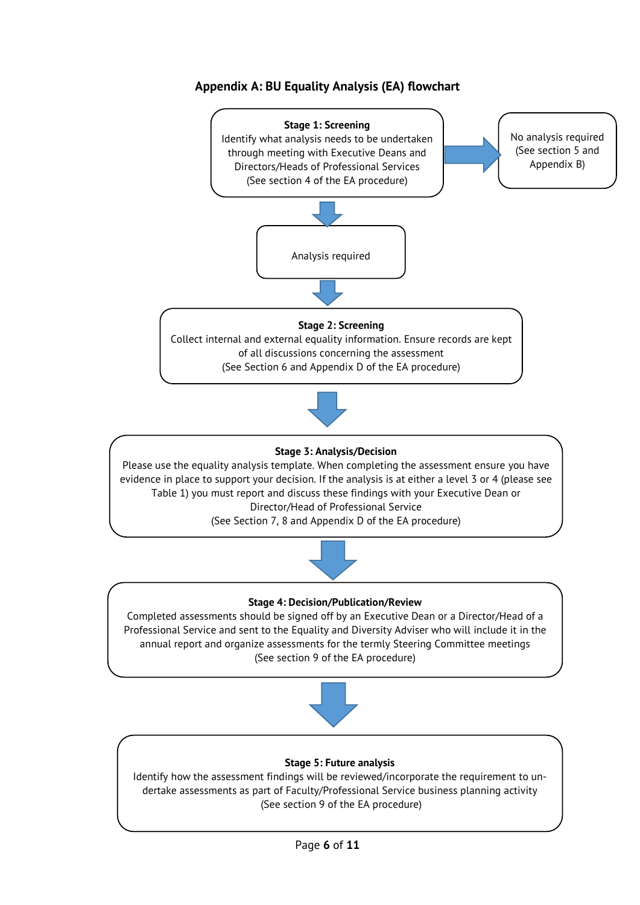## Appendix A: BU Equality Analysis (EA) flowchart

**Stage 1: Screening**
Identify what analysis needs to be undertaken through meeting with Executive Deans and Directors/Heads of Professional Services
(See section 4 of the EA procedure)

→ No analysis required (See section 5 and Appendix B)

↓

Analysis required

↓

**Stage 2: Screening**
Collect internal and external equality information. Ensure records are kept of all discussions concerning the assessment
(See Section 6 and Appendix D of the EA procedure)

↓

**Stage 3: Analysis/Decision**
Please use the equality analysis template. When completing the assessment ensure you have evidence in place to support your decision. If the analysis is at either a level 3 or 4 (please see Table 1) you must report and discuss these findings with your Executive Dean or Director/Head of Professional Service
(See Section 7, 8 and Appendix D of the EA procedure)

↓

**Stage 4: Decision/Publication/Review**
Completed assessments should be signed off by an Executive Dean or a Director/Head of a Professional Service and sent to the Equality and Diversity Adviser who will include it in the annual report and organize assessments for the termly Steering Committee meetings
(See section 9 of the EA procedure)

↓

**Stage 5: Future analysis**
Identify how the assessment findings will be reviewed/incorporate the requirement to undertake assessments as part of Faculty/Professional Service business planning activity
(See section 9 of the EA procedure)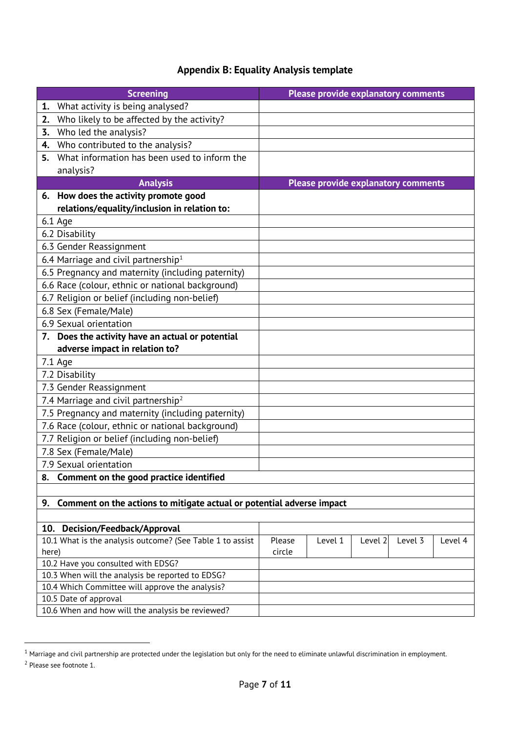## Appendix B: Equality Analysis template

| Screening | Please provide explanatory comments | | | | |
|---|---|---|---|---|---|
| **1.** What activity is being analysed? | | | | | |
| **2.** Who likely to be affected by the activity? | | | | | |
| **3.** Who led the analysis? | | | | | |
| **4.** Who contributed to the analysis? | | | | | |
| **5.** What information has been used to inform the analysis? | | | | | |
| **Analysis** | **Please provide explanatory comments** | | | | |
| **6. How does the activity promote good relations/equality/inclusion in relation to:** | | | | | |
| 6.1 Age | | | | | |
| 6.2 Disability | | | | | |
| 6.3 Gender Reassignment | | | | | |
| 6.4 Marriage and civil partnership[1] | | | | | |
| 6.5 Pregnancy and maternity (including paternity) | | | | | |
| 6.6 Race (colour, ethnic or national background) | | | | | |
| 6.7 Religion or belief (including non-belief) | | | | | |
| 6.8 Sex (Female/Male) | | | | | |
| 6.9 Sexual orientation | | | | | |
| **7. Does the activity have an actual or potential adverse impact in relation to?** | | | | | |
| 7.1 Age | | | | | |
| 7.2 Disability | | | | | |
| 7.3 Gender Reassignment | | | | | |
| 7.4 Marriage and civil partnership[2] | | | | | |
| 7.5 Pregnancy and maternity (including paternity) | | | | | |
| 7.6 Race (colour, ethnic or national background) | | | | | |
| 7.7 Religion or belief (including non-belief) | | | | | |
| 7.8 Sex (Female/Male) | | | | | |
| 7.9 Sexual orientation | | | | | |
| **8. Comment on the good practice identified** | | | | | |
| | | | | | |
| **9. Comment on the actions to mitigate actual or potential adverse impact** | | | | | |
| | | | | | |
| **10. Decision/Feedback/Approval** | | | | | |
| 10.1 What is the analysis outcome? (See Table 1 to assist here) | Please circle | Level 1 | Level 2 | Level 3 | Level 4 |
| 10.2 Have you consulted with EDSG? | | | | | |
| 10.3 When will the analysis be reported to EDSG? | | | | | |
| 10.4 Which Committee will approve the analysis? | | | | | |
| 10.5 Date of approval | | | | | |
| 10.6 When and how will the analysis be reviewed? | | | | | |

[1] Marriage and civil partnership are protected under the legislation but only for the need to eliminate unlawful discrimination in employment.

[2] Please see footnote 1.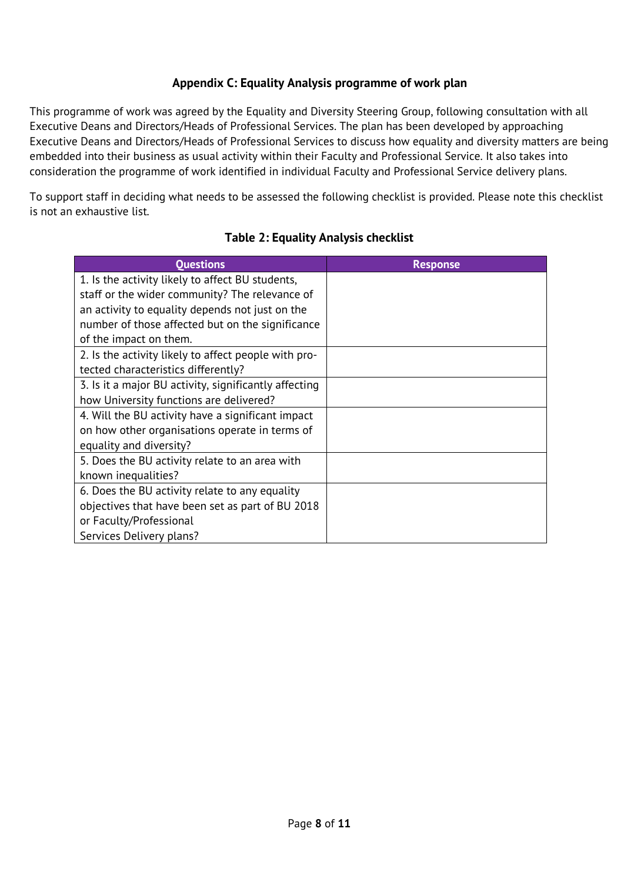## Appendix C: Equality Analysis programme of work plan

This programme of work was agreed by the Equality and Diversity Steering Group, following consultation with all Executive Deans and Directors/Heads of Professional Services. The plan has been developed by approaching Executive Deans and Directors/Heads of Professional Services to discuss how equality and diversity matters are being embedded into their business as usual activity within their Faculty and Professional Service. It also takes into consideration the programme of work identified in individual Faculty and Professional Service delivery plans.

To support staff in deciding what needs to be assessed the following checklist is provided. Please note this checklist is not an exhaustive list.

### Table 2: Equality Analysis checklist

| Questions | Response |
| --- | --- |
| 1. Is the activity likely to affect BU students, staff or the wider community? The relevance of an activity to equality depends not just on the number of those affected but on the significance of the impact on them. | |
| 2. Is the activity likely to affect people with protected characteristics differently? | |
| 3. Is it a major BU activity, significantly affecting how University functions are delivered? | |
| 4. Will the BU activity have a significant impact on how other organisations operate in terms of equality and diversity? | |
| 5. Does the BU activity relate to an area with known inequalities? | |
| 6. Does the BU activity relate to any equality objectives that have been set as part of BU 2018 or Faculty/Professional Services Delivery plans? | |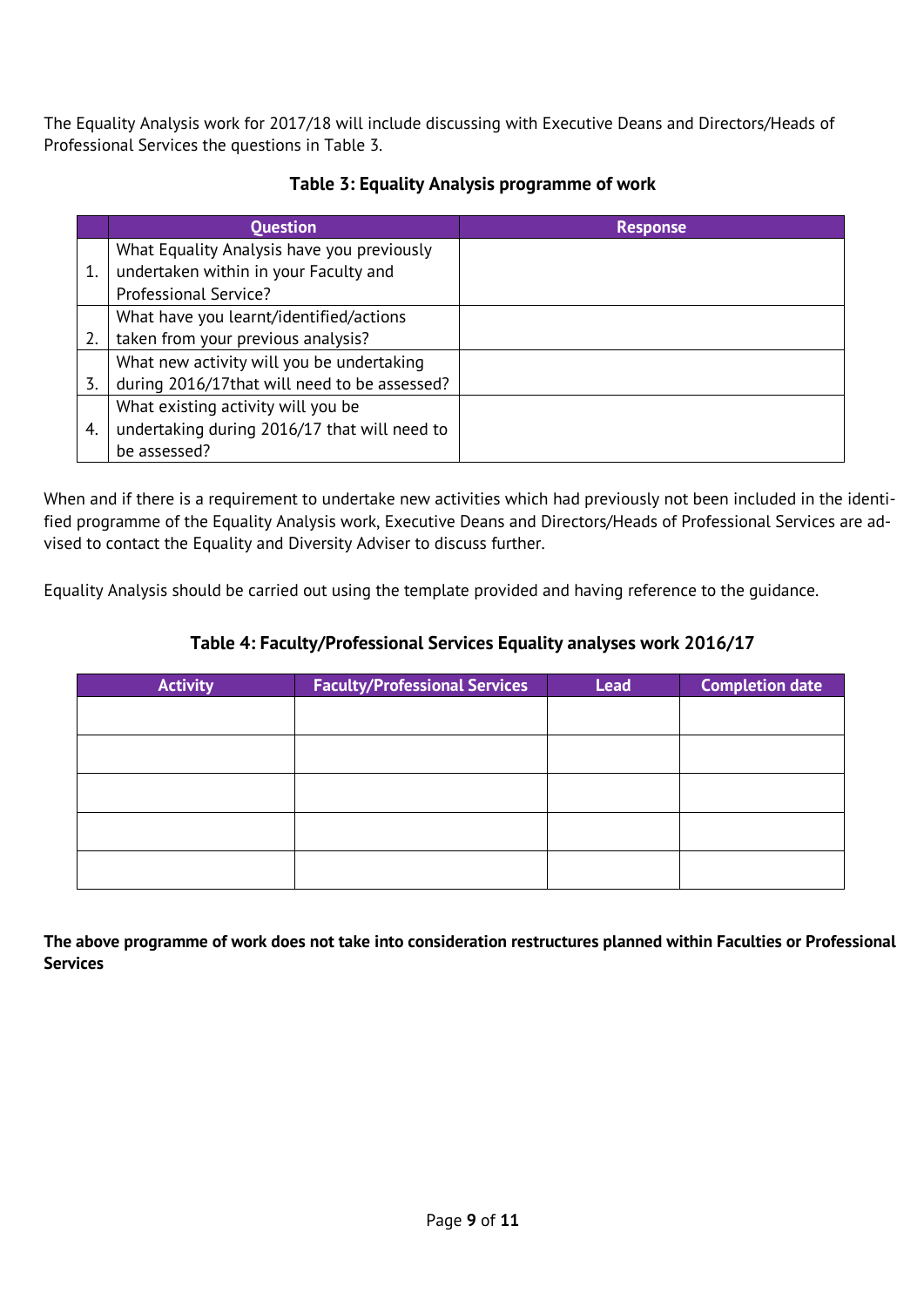The Equality Analysis work for 2017/18 will include discussing with Executive Deans and Directors/Heads of Professional Services the questions in Table 3.

**Table 3: Equality Analysis programme of work**

| | Question | Response |
|---|---|---|
| 1. | What Equality Analysis have you previously undertaken within in your Faculty and Professional Service? | |
| 2. | What have you learnt/identified/actions taken from your previous analysis? | |
| 3. | What new activity will you be undertaking during 2016/17that will need to be assessed? | |
| 4. | What existing activity will you be undertaking during 2016/17 that will need to be assessed? | |

When and if there is a requirement to undertake new activities which had previously not been included in the identified programme of the Equality Analysis work, Executive Deans and Directors/Heads of Professional Services are advised to contact the Equality and Diversity Adviser to discuss further.

Equality Analysis should be carried out using the template provided and having reference to the guidance.

**Table 4: Faculty/Professional Services Equality analyses work 2016/17**

| Activity | Faculty/Professional Services | Lead | Completion date |
|---|---|---|---|
| | | | |
| | | | |
| | | | |
| | | | |
| | | | |

**The above programme of work does not take into consideration restructures planned within Faculties or Professional Services**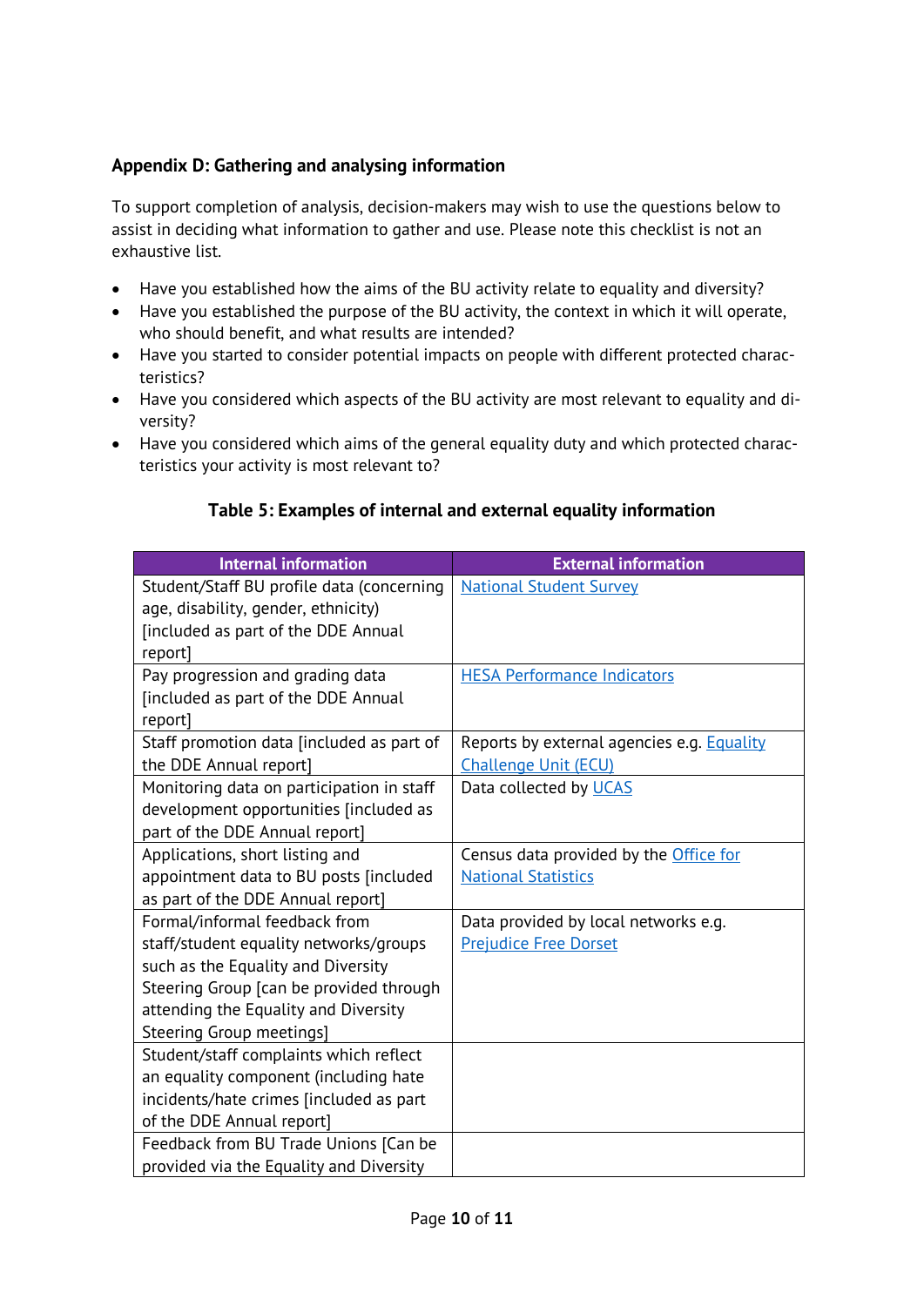### Appendix D: Gathering and analysing information

To support completion of analysis, decision-makers may wish to use the questions below to assist in deciding what information to gather and use. Please note this checklist is not an exhaustive list.

- Have you established how the aims of the BU activity relate to equality and diversity?
- Have you established the purpose of the BU activity, the context in which it will operate, who should benefit, and what results are intended?
- Have you started to consider potential impacts on people with different protected characteristics?
- Have you considered which aspects of the BU activity are most relevant to equality and diversity?
- Have you considered which aims of the general equality duty and which protected characteristics your activity is most relevant to?

**Table 5: Examples of internal and external equality information**

| Internal information | External information |
|---|---|
| Student/Staff BU profile data (concerning age, disability, gender, ethnicity) [included as part of the DDE Annual report] | National Student Survey |
| Pay progression and grading data [included as part of the DDE Annual report] | HESA Performance Indicators |
| Staff promotion data [included as part of the DDE Annual report] | Reports by external agencies e.g. Equality Challenge Unit (ECU) |
| Monitoring data on participation in staff development opportunities [included as part of the DDE Annual report] | Data collected by UCAS |
| Applications, short listing and appointment data to BU posts [included as part of the DDE Annual report] | Census data provided by the Office for National Statistics |
| Formal/informal feedback from staff/student equality networks/groups such as the Equality and Diversity Steering Group [can be provided through attending the Equality and Diversity Steering Group meetings] | Data provided by local networks e.g. Prejudice Free Dorset |
| Student/staff complaints which reflect an equality component (including hate incidents/hate crimes [included as part of the DDE Annual report] | |
| Feedback from BU Trade Unions [Can be provided via the Equality and Diversity | |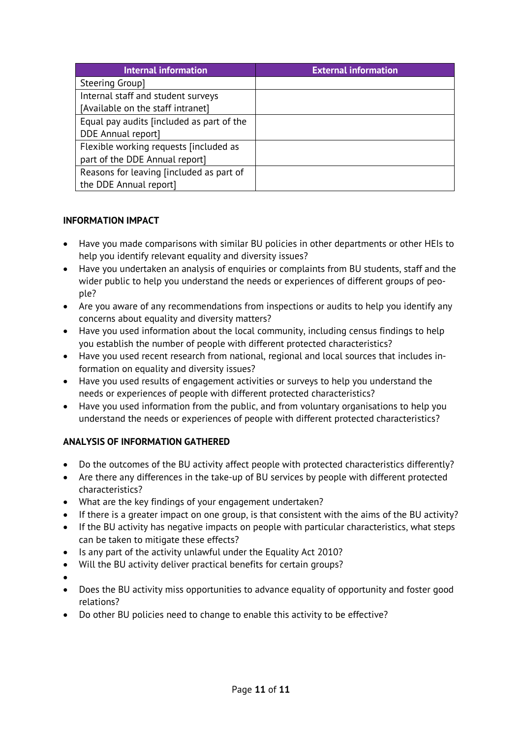| Internal information | External information |
|---|---|
| Steering Group] | |
| Internal staff and student surveys [Available on the staff intranet] | |
| Equal pay audits [included as part of the DDE Annual report] | |
| Flexible working requests [included as part of the DDE Annual report] | |
| Reasons for leaving [included as part of the DDE Annual report] | |

**INFORMATION IMPACT**

- Have you made comparisons with similar BU policies in other departments or other HEIs to help you identify relevant equality and diversity issues?
- Have you undertaken an analysis of enquiries or complaints from BU students, staff and the wider public to help you understand the needs or experiences of different groups of people?
- Are you aware of any recommendations from inspections or audits to help you identify any concerns about equality and diversity matters?
- Have you used information about the local community, including census findings to help you establish the number of people with different protected characteristics?
- Have you used recent research from national, regional and local sources that includes information on equality and diversity issues?
- Have you used results of engagement activities or surveys to help you understand the needs or experiences of people with different protected characteristics?
- Have you used information from the public, and from voluntary organisations to help you understand the needs or experiences of people with different protected characteristics?

**ANALYSIS OF INFORMATION GATHERED**

- Do the outcomes of the BU activity affect people with protected characteristics differently?
- Are there any differences in the take-up of BU services by people with different protected characteristics?
- What are the key findings of your engagement undertaken?
- If there is a greater impact on one group, is that consistent with the aims of the BU activity?
- If the BU activity has negative impacts on people with particular characteristics, what steps can be taken to mitigate these effects?
- Is any part of the activity unlawful under the Equality Act 2010?
- Will the BU activity deliver practical benefits for certain groups?
- 
- Does the BU activity miss opportunities to advance equality of opportunity and foster good relations?
- Do other BU policies need to change to enable this activity to be effective?